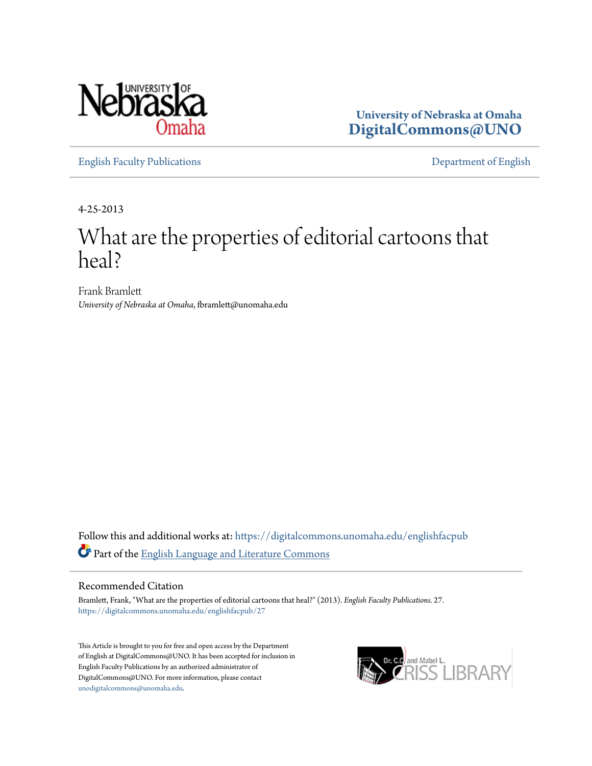University of Nebraska at Omaha
DigitalCommons@UNO

English Faculty Publications

Department of English

4-25-2013

# What are the properties of editorial cartoons that heal?

Frank Bramlett
*University of Nebraska at Omaha*, fbramlett@unomaha.edu

Follow this and additional works at: https://digitalcommons.unomaha.edu/englishfacpub

Part of the English Language and Literature Commons

## Recommended Citation

Bramlett, Frank, "What are the properties of editorial cartoons that heal?" (2013). *English Faculty Publications*. 27.
https://digitalcommons.unomaha.edu/englishfacpub/27

This Article is brought to you for free and open access by the Department of English at DigitalCommons@UNO. It has been accepted for inclusion in English Faculty Publications by an authorized administrator of DigitalCommons@UNO. For more information, please contact unodigitalcommons@unomaha.edu.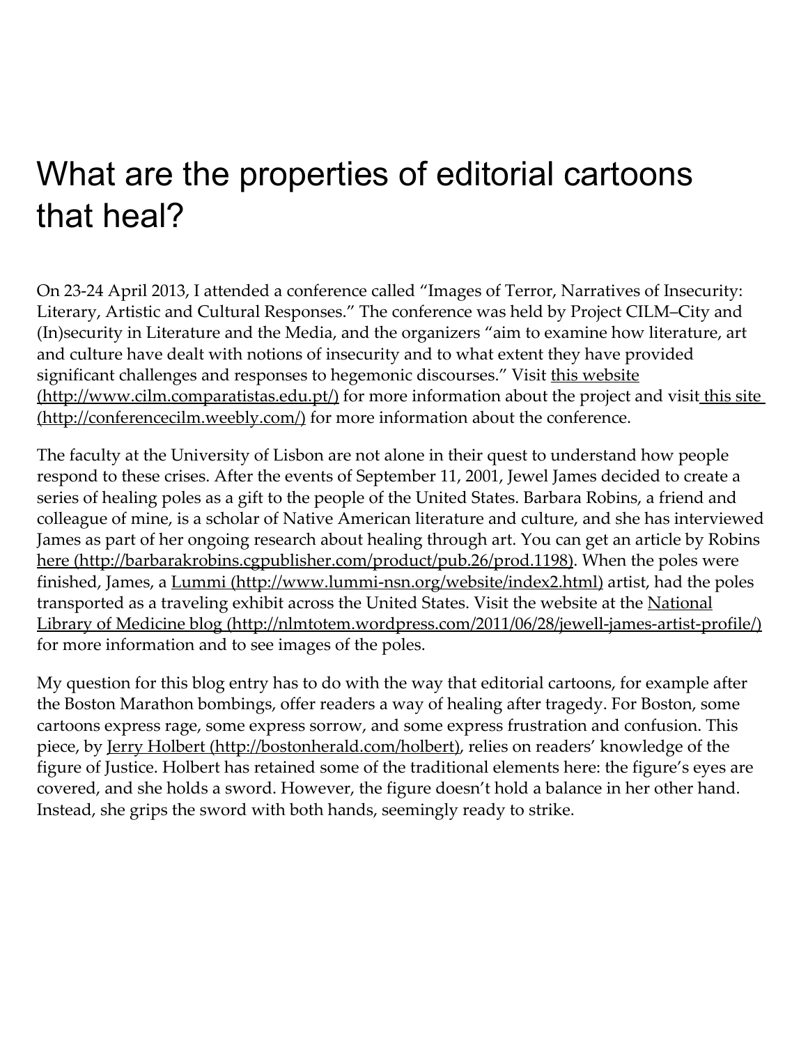# What are the properties of editorial cartoons that heal?

On 23-24 April 2013, I attended a conference called "Images of Terror, Narratives of Insecurity: Literary, Artistic and Cultural Responses." The conference was held by Project CILM–City and (In)security in Literature and the Media, and the organizers "aim to examine how literature, art and culture have dealt with notions of insecurity and to what extent they have provided significant challenges and responses to hegemonic discourses." Visit [this website (http://www.cilm.comparatistas.edu.pt/)](http://www.cilm.comparatistas.edu.pt/) for more information about the project and visit [this site (http://conferencecilm.weebly.com/)](http://conferencecilm.weebly.com/) for more information about the conference.

The faculty at the University of Lisbon are not alone in their quest to understand how people respond to these crises. After the events of September 11, 2001, Jewel James decided to create a series of healing poles as a gift to the people of the United States. Barbara Robins, a friend and colleague of mine, is a scholar of Native American literature and culture, and she has interviewed James as part of her ongoing research about healing through art. You can get an article by Robins [here (http://barbarakrobins.cgpublisher.com/product/pub.26/prod.1198)](http://barbarakrobins.cgpublisher.com/product/pub.26/prod.1198). When the poles were finished, James, a [Lummi (http://www.lummi-nsn.org/website/index2.html)](http://www.lummi-nsn.org/website/index2.html) artist, had the poles transported as a traveling exhibit across the United States. Visit the website at the [National Library of Medicine blog (http://nlmtotem.wordpress.com/2011/06/28/jewell-james-artist-profile/)](http://nlmtotem.wordpress.com/2011/06/28/jewell-james-artist-profile/) for more information and to see images of the poles.

My question for this blog entry has to do with the way that editorial cartoons, for example after the Boston Marathon bombings, offer readers a way of healing after tragedy. For Boston, some cartoons express rage, some express sorrow, and some express frustration and confusion. This piece, by [Jerry Holbert (http://bostonherald.com/holbert)](http://bostonherald.com/holbert), relies on readers' knowledge of the figure of Justice. Holbert has retained some of the traditional elements here: the figure's eyes are covered, and she holds a sword. However, the figure doesn't hold a balance in her other hand. Instead, she grips the sword with both hands, seemingly ready to strike.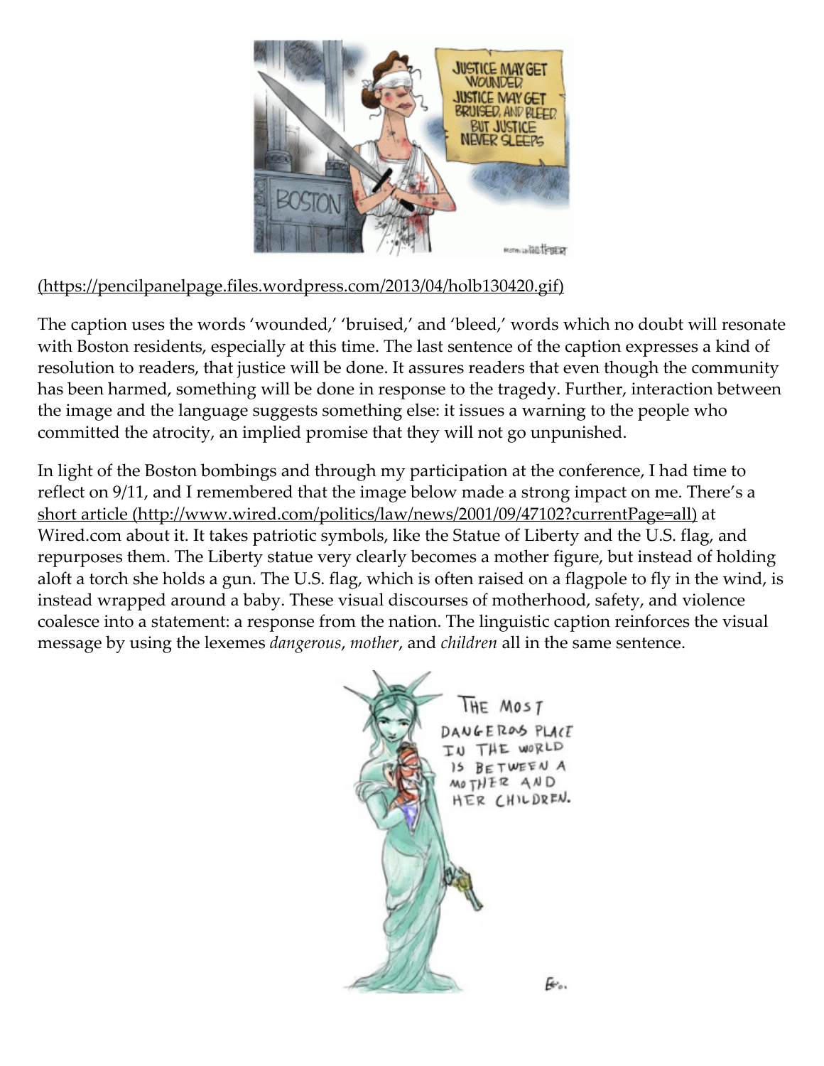(https://pencilpanelpage.files.wordpress.com/2013/04/holb130420.gif)

The caption uses the words 'wounded,' 'bruised,' and 'bleed,' words which no doubt will resonate with Boston residents, especially at this time. The last sentence of the caption expresses a kind of resolution to readers, that justice will be done. It assures readers that even though the community has been harmed, something will be done in response to the tragedy. Further, interaction between the image and the language suggests something else: it issues a warning to the people who committed the atrocity, an implied promise that they will not go unpunished.

In light of the Boston bombings and through my participation at the conference, I had time to reflect on 9/11, and I remembered that the image below made a strong impact on me. There's a short article (http://www.wired.com/politics/law/news/2001/09/47102?currentPage=all) at Wired.com about it. It takes patriotic symbols, like the Statue of Liberty and the U.S. flag, and repurposes them. The Liberty statue very clearly becomes a mother figure, but instead of holding aloft a torch she holds a gun. The U.S. flag, which is often raised on a flagpole to fly in the wind, is instead wrapped around a baby. These visual discourses of motherhood, safety, and violence coalesce into a statement: a response from the nation. The linguistic caption reinforces the visual message by using the lexemes *dangerous*, *mother*, and *children* all in the same sentence.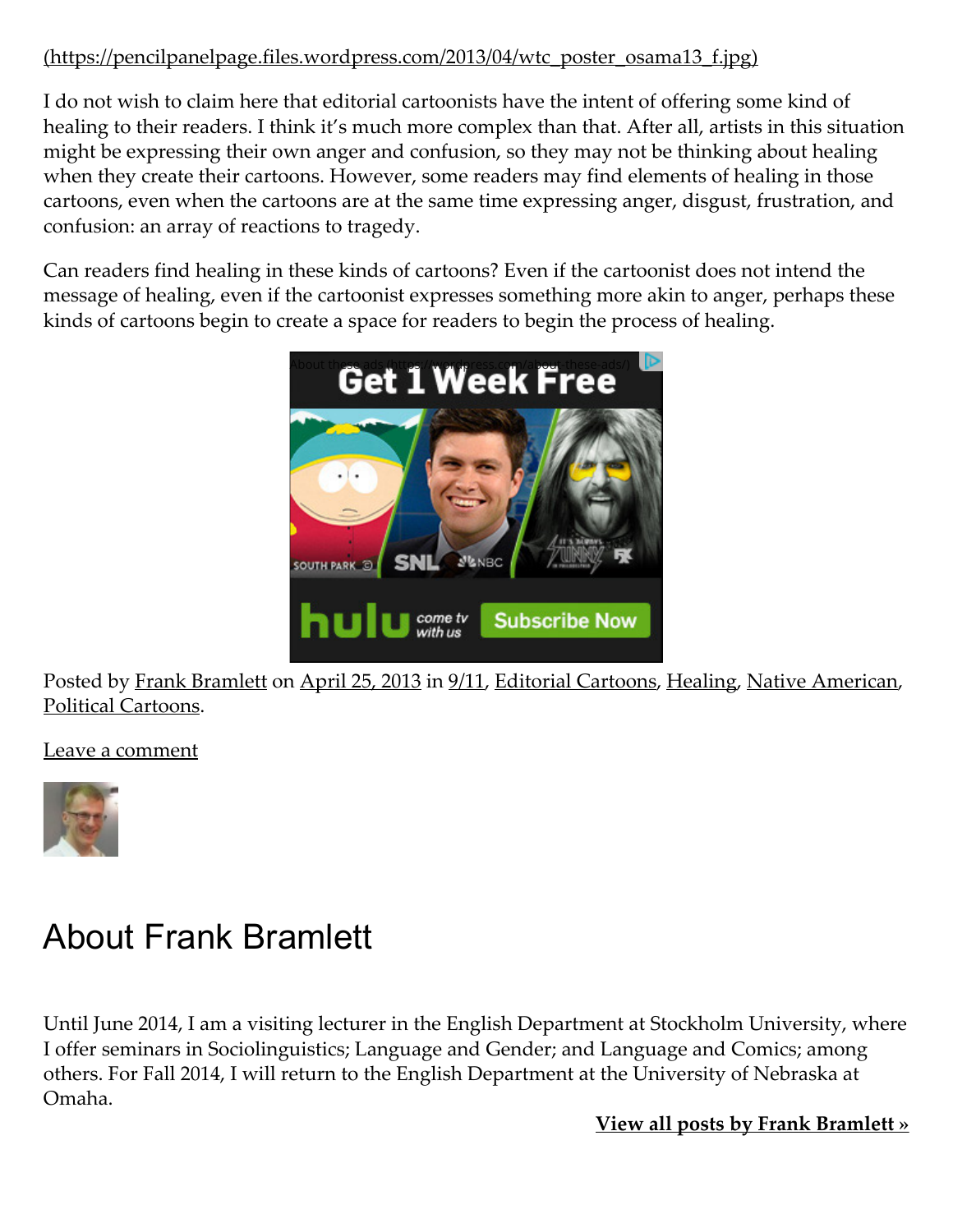(https://pencilpanelpage.files.wordpress.com/2013/04/wtc_poster_osama13_f.jpg)

I do not wish to claim here that editorial cartoonists have the intent of offering some kind of healing to their readers. I think it's much more complex than that. After all, artists in this situation might be expressing their own anger and confusion, so they may not be thinking about healing when they create their cartoons. However, some readers may find elements of healing in those cartoons, even when the cartoons are at the same time expressing anger, disgust, frustration, and confusion: an array of reactions to tragedy.

Can readers find healing in these kinds of cartoons? Even if the cartoonist does not intend the message of healing, even if the cartoonist expresses something more akin to anger, perhaps these kinds of cartoons begin to create a space for readers to begin the process of healing.

Posted by Frank Bramlett on April 25, 2013 in 9/11, Editorial Cartoons, Healing, Native American, Political Cartoons.

Leave a comment

# About Frank Bramlett

Until June 2014, I am a visiting lecturer in the English Department at Stockholm University, where I offer seminars in Sociolinguistics; Language and Gender; and Language and Comics; among others. For Fall 2014, I will return to the English Department at the University of Nebraska at Omaha.

**View all posts by Frank Bramlett »**